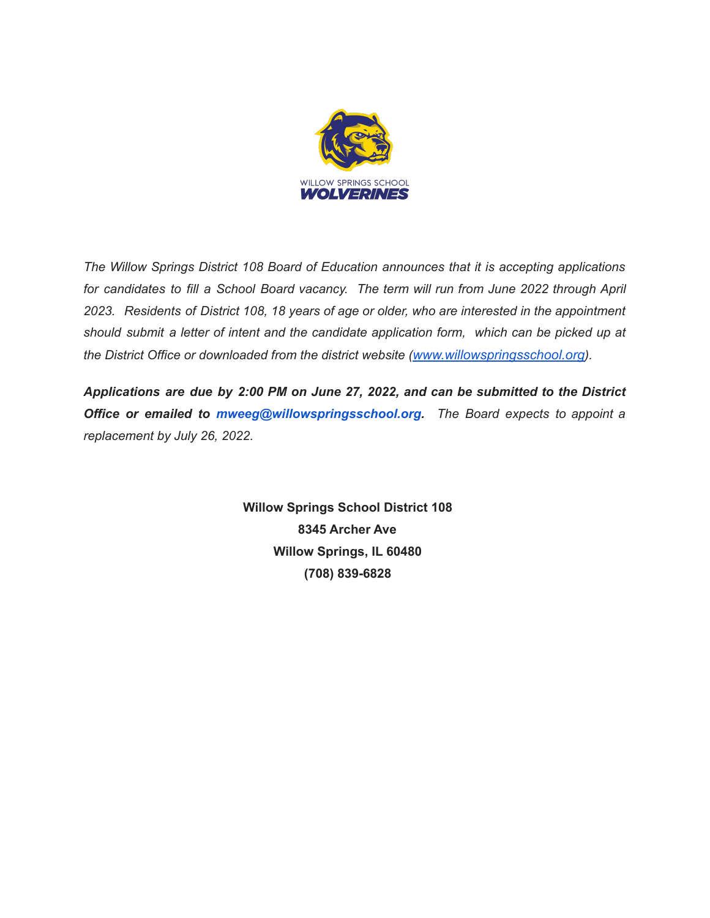WILLOW SPRINGS SCHOOL

**WOLVERINES**

*The Willow Springs District 108 Board of Education announces that it is accepting applications for candidates to fill a School Board vacancy. The term will run from June 2022 through April 2023. Residents of District 108, 18 years of age or older, who are interested in the appointment should submit a letter of intent and the candidate application form, which can be picked up at the District Office or downloaded from the district website ([www.willowspringsschool.org](http://www.willowspringsschool.org)).*

***Applications are due by 2:00 PM on June 27, 2022, and can be submitted to the District Office or emailed to mweeg@willowspringsschool.org.*** *The Board expects to appoint a replacement by July 26, 2022.*

**Willow Springs School District 108**
**8345 Archer Ave**
**Willow Springs, IL 60480**
**(708) 839-6828**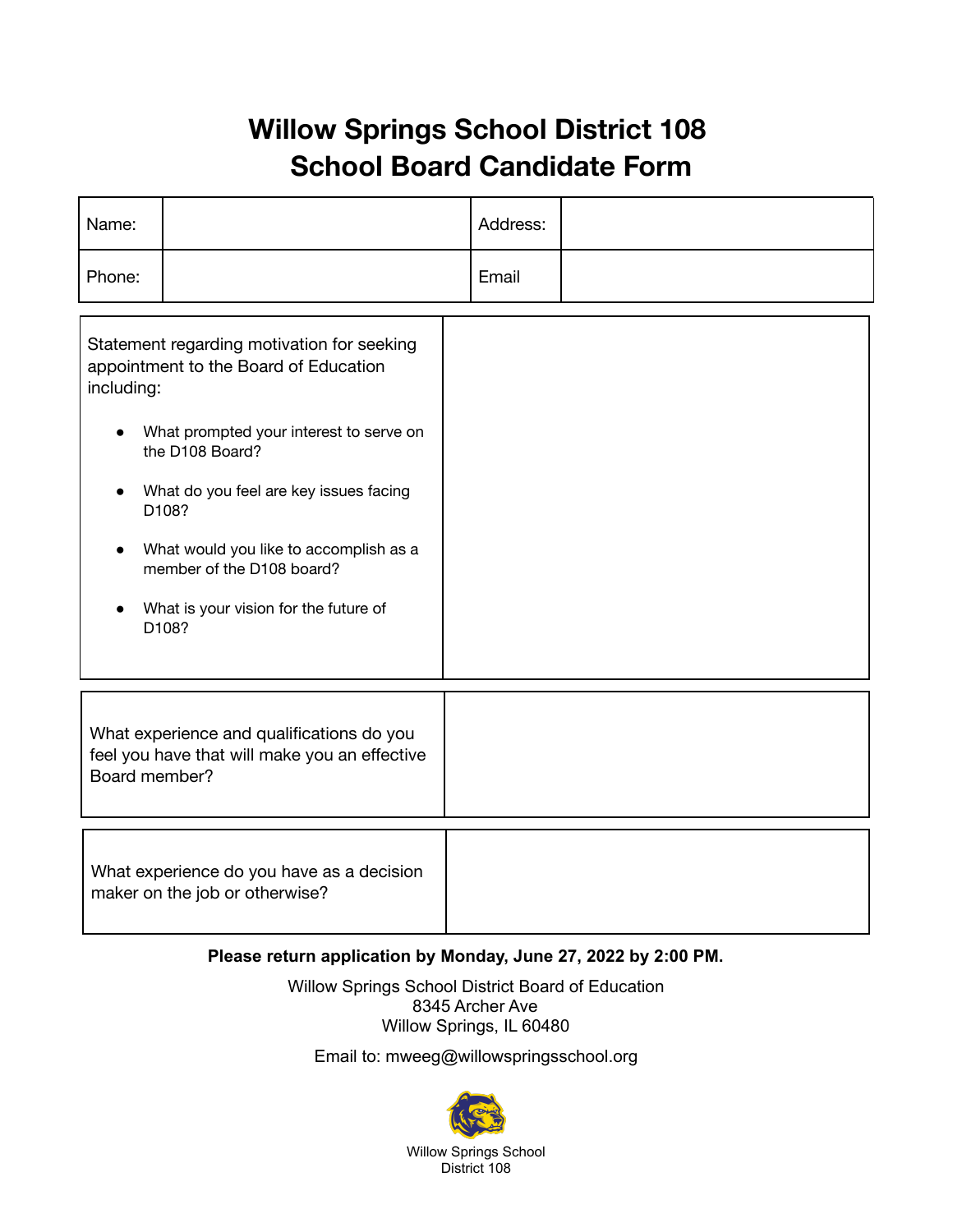# Willow Springs School District 108
# School Board Candidate Form

| | | | |
|---|---|---|---|
| Name: | | Address: | |
| Phone: | | Email | |

| | |
|---|---|
| Statement regarding motivation for seeking appointment to the Board of Education including:<br><br>• What prompted your interest to serve on the D108 Board?<br>• What do you feel are key issues facing D108?<br>• What would you like to accomplish as a member of the D108 board?<br>• What is your vision for the future of D108? | |

| | |
|---|---|
| What experience and qualifications do you feel you have that will make you an effective Board member? | |

| | |
|---|---|
| What experience do you have as a decision maker on the job or otherwise? | |

**Please return application by Monday, June 27, 2022 by 2:00 PM.**

Willow Springs School District Board of Education
8345 Archer Ave
Willow Springs, IL 60480

Email to: mweeg@willowspringsschool.org

Willow Springs School District 108